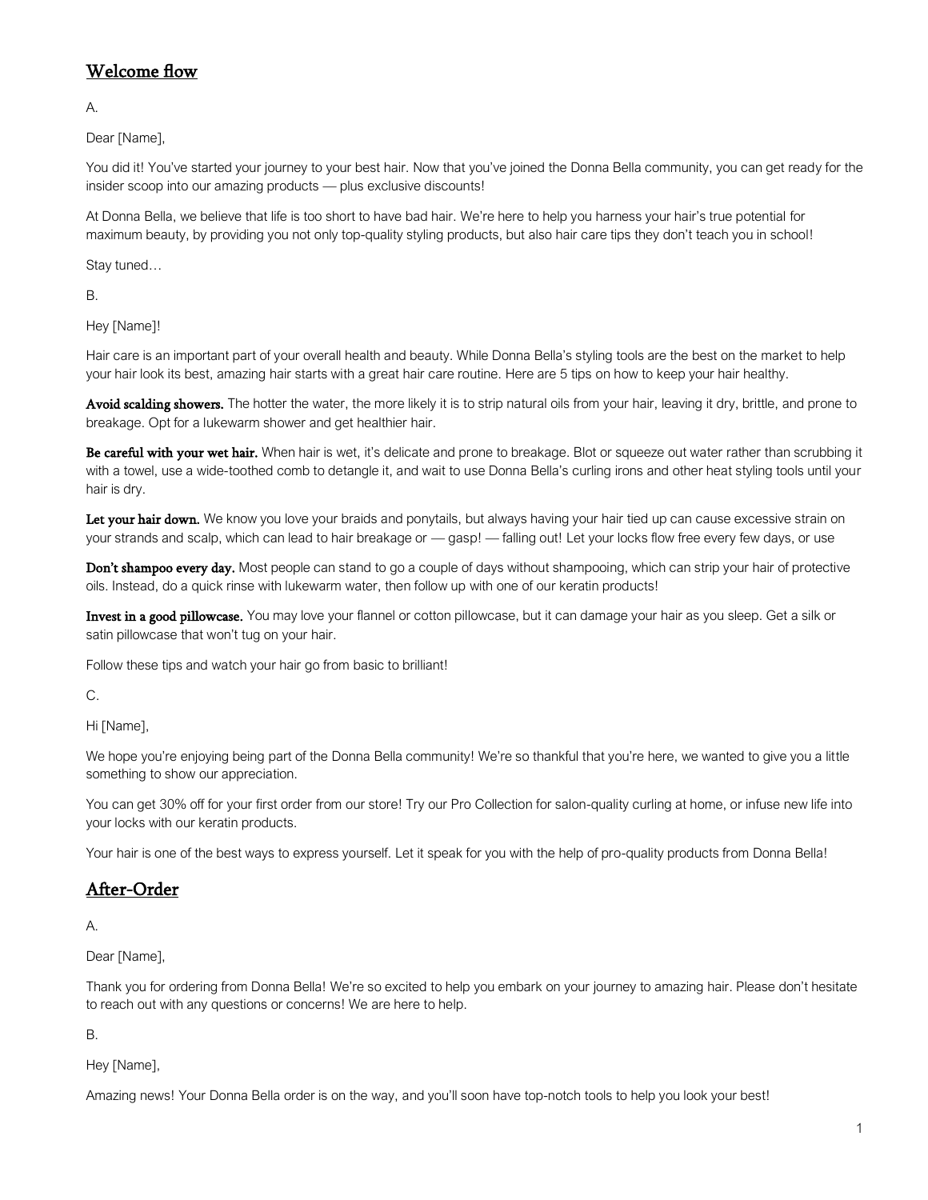## Welcome flow

A.

Dear [Name],

You did it! You've started your journey to your best hair. Now that you've joined the Donna Bella community, you can get ready for the insider scoop into our amazing products — plus exclusive discounts!

At Donna Bella, we believe that life is too short to have bad hair. We're here to help you harness your hair's true potential for maximum beauty, by providing you not only top-quality styling products, but also hair care tips they don't teach you in school!

Stay tuned…

B.

Hey [Name]!

Hair care is an important part of your overall health and beauty. While Donna Bella's styling tools are the best on the market to help your hair look its best, amazing hair starts with a great hair care routine. Here are 5 tips on how to keep your hair healthy.

**Avoid scalding showers.** The hotter the water, the more likely it is to strip natural oils from your hair, leaving it dry, brittle, and prone to breakage. Opt for a lukewarm shower and get healthier hair.

**Be careful with your wet hair.** When hair is wet, it's delicate and prone to breakage. Blot or squeeze out water rather than scrubbing it with a towel, use a wide-toothed comb to detangle it, and wait to use Donna Bella's curling irons and other heat styling tools until your hair is dry.

**Let your hair down.** We know you love your braids and ponytails, but always having your hair tied up can cause excessive strain on your strands and scalp, which can lead to hair breakage or — gasp! — falling out! Let your locks flow free every few days, or use

**Don't shampoo every day.** Most people can stand to go a couple of days without shampooing, which can strip your hair of protective oils. Instead, do a quick rinse with lukewarm water, then follow up with one of our keratin products!

**Invest in a good pillowcase.** You may love your flannel or cotton pillowcase, but it can damage your hair as you sleep. Get a silk or satin pillowcase that won't tug on your hair.

Follow these tips and watch your hair go from basic to brilliant!

C.

Hi [Name],

We hope you're enjoying being part of the Donna Bella community! We're so thankful that you're here, we wanted to give you a little something to show our appreciation.

You can get 30% off for your first order from our store! Try our Pro Collection for salon-quality curling at home, or infuse new life into your locks with our keratin products.

Your hair is one of the best ways to express yourself. Let it speak for you with the help of pro-quality products from Donna Bella!

## After-Order

A.

Dear [Name],

Thank you for ordering from Donna Bella! We're so excited to help you embark on your journey to amazing hair. Please don't hesitate to reach out with any questions or concerns! We are here to help.

B.

Hey [Name],

Amazing news! Your Donna Bella order is on the way, and you'll soon have top-notch tools to help you look your best!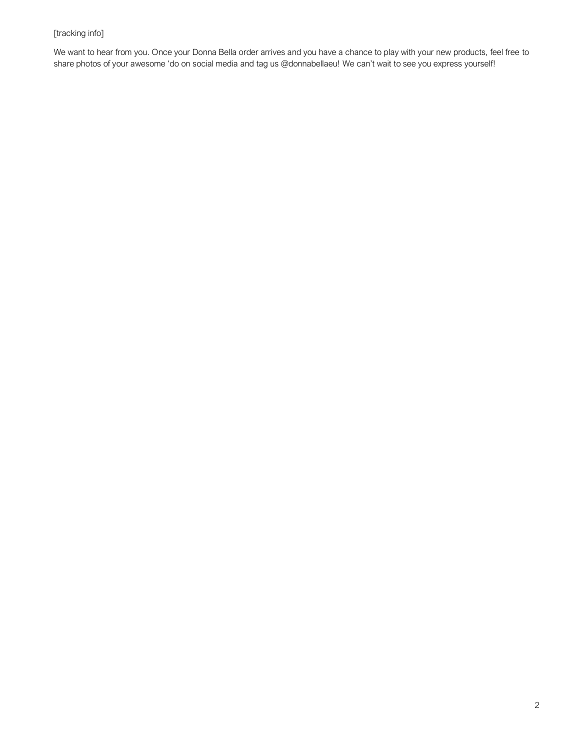[tracking info]

We want to hear from you. Once your Donna Bella order arrives and you have a chance to play with your new products, feel free to share photos of your awesome ‘do on social media and tag us @donnabellaeu! We can't wait to see you express yourself!